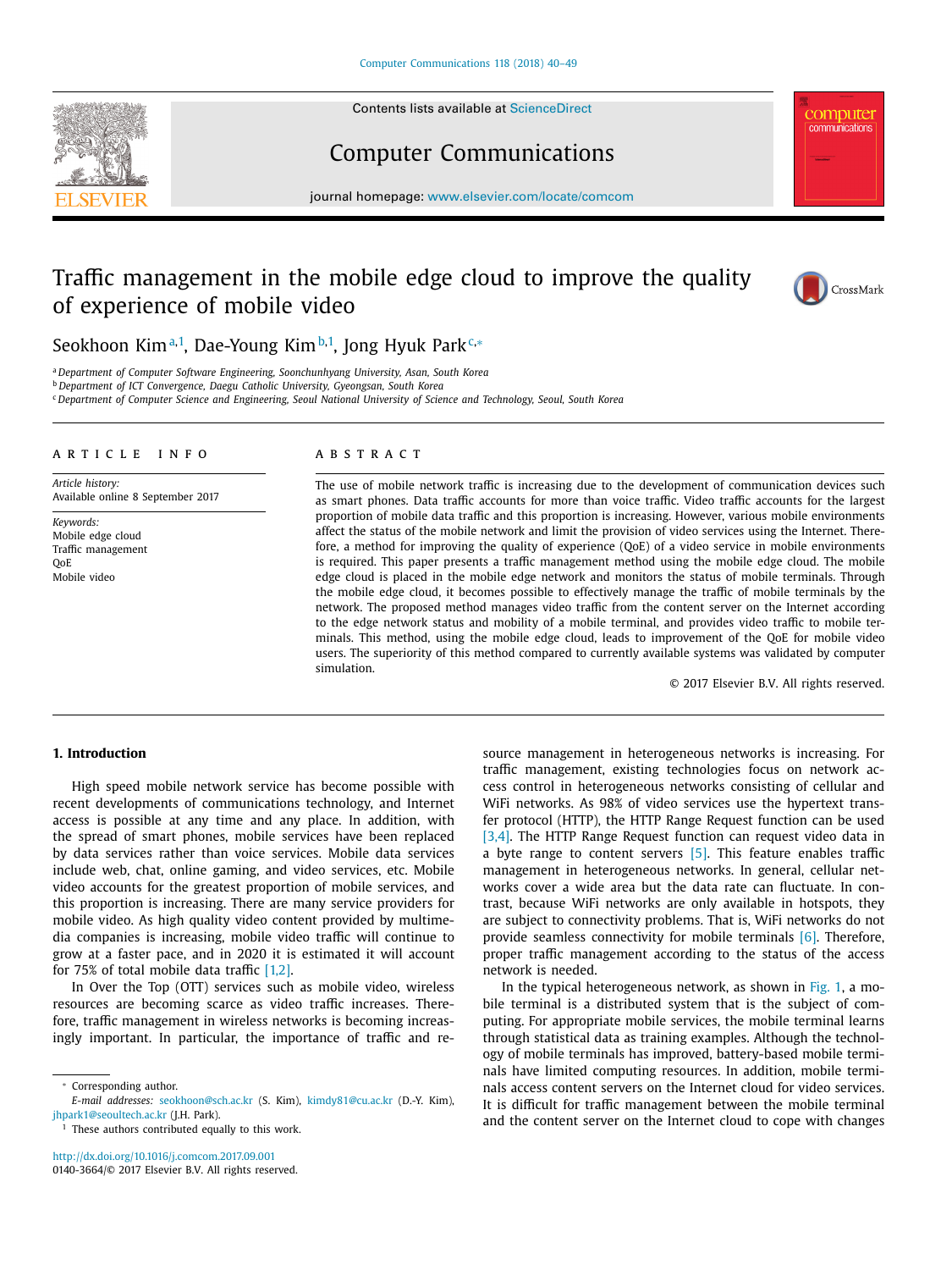# Traffic management in the mobile edge cloud to improve the quality of experience of mobile video

Seokhoon Kim[a,1], Dae-Young Kim[b,1], Jong Hyuk Park[c,*]

[a] Department of Computer Software Engineering, Soonchunhyang University, Asan, South Korea
[b] Department of ICT Convergence, Daegu Catholic University, Gyeongsan, South Korea
[c] Department of Computer Science and Engineering, Seoul National University of Science and Technology, Seoul, South Korea

## ARTICLE INFO

*Article history:*
Available online 8 September 2017

*Keywords:*
Mobile edge cloud
Traffic management
QoE
Mobile video

## ABSTRACT

The use of mobile network traffic is increasing due to the development of communication devices such as smart phones. Data traffic accounts for more than voice traffic. Video traffic accounts for the largest proportion of mobile data traffic and this proportion is increasing. However, various mobile environments affect the status of the mobile network and limit the provision of video services using the Internet. Therefore, a method for improving the quality of experience (QoE) of a video service in mobile environments is required. This paper presents a traffic management method using the mobile edge cloud. The mobile edge cloud is placed in the mobile edge network and monitors the status of mobile terminals. Through the mobile edge cloud, it becomes possible to effectively manage the traffic of mobile terminals by the network. The proposed method manages video traffic from the content server on the Internet according to the edge network status and mobility of a mobile terminal, and provides video traffic to mobile terminals. This method, using the mobile edge cloud, leads to improvement of the QoE for mobile video users. The superiority of this method compared to currently available systems was validated by computer simulation.

© 2017 Elsevier B.V. All rights reserved.

## 1. Introduction

High speed mobile network service has become possible with recent developments of communications technology, and Internet access is possible at any time and any place. In addition, with the spread of smart phones, mobile services have been replaced by data services rather than voice services. Mobile data services include web, chat, online gaming, and video services, etc. Mobile video accounts for the greatest proportion of mobile services, and this proportion is increasing. There are many service providers for mobile video. As high quality video content provided by multimedia companies is increasing, mobile video traffic will continue to grow at a faster pace, and in 2020 it is estimated it will account for 75% of total mobile data traffic [1,2].

In Over the Top (OTT) services such as mobile video, wireless resources are becoming scarce as video traffic increases. Therefore, traffic management in wireless networks is becoming increasingly important. In particular, the importance of traffic and resource management in heterogeneous networks is increasing. For traffic management, existing technologies focus on network access control in heterogeneous networks consisting of cellular and WiFi networks. As 98% of video services use the hypertext transfer protocol (HTTP), the HTTP Range Request function can be used [3,4]. The HTTP Range Request function can request video data in a byte range to content servers [5]. This feature enables traffic management in heterogeneous networks. In general, cellular networks cover a wide area but the data rate can fluctuate. In contrast, because WiFi networks are only available in hotspots, they are subject to connectivity problems. That is, WiFi networks do not provide seamless connectivity for mobile terminals [6]. Therefore, proper traffic management according to the status of the access network is needed.

In the typical heterogeneous network, as shown in Fig. 1, a mobile terminal is a distributed system that is the subject of computing. For appropriate mobile services, the mobile terminal learns through statistical data as training examples. Although the technology of mobile terminals has improved, battery-based mobile terminals have limited computing resources. In addition, mobile terminals access content servers on the Internet cloud for video services. It is difficult for traffic management between the mobile terminal and the content server on the Internet cloud to cope with changes

* Corresponding author.
E-mail addresses: seokhoon@sch.ac.kr (S. Kim), kimdy81@cu.ac.kr (D.-Y. Kim), jhpark1@seoultech.ac.kr (J.H. Park).
[1] These authors contributed equally to this work.

http://dx.doi.org/10.1016/j.comcom.2017.09.001
0140-3664/© 2017 Elsevier B.V. All rights reserved.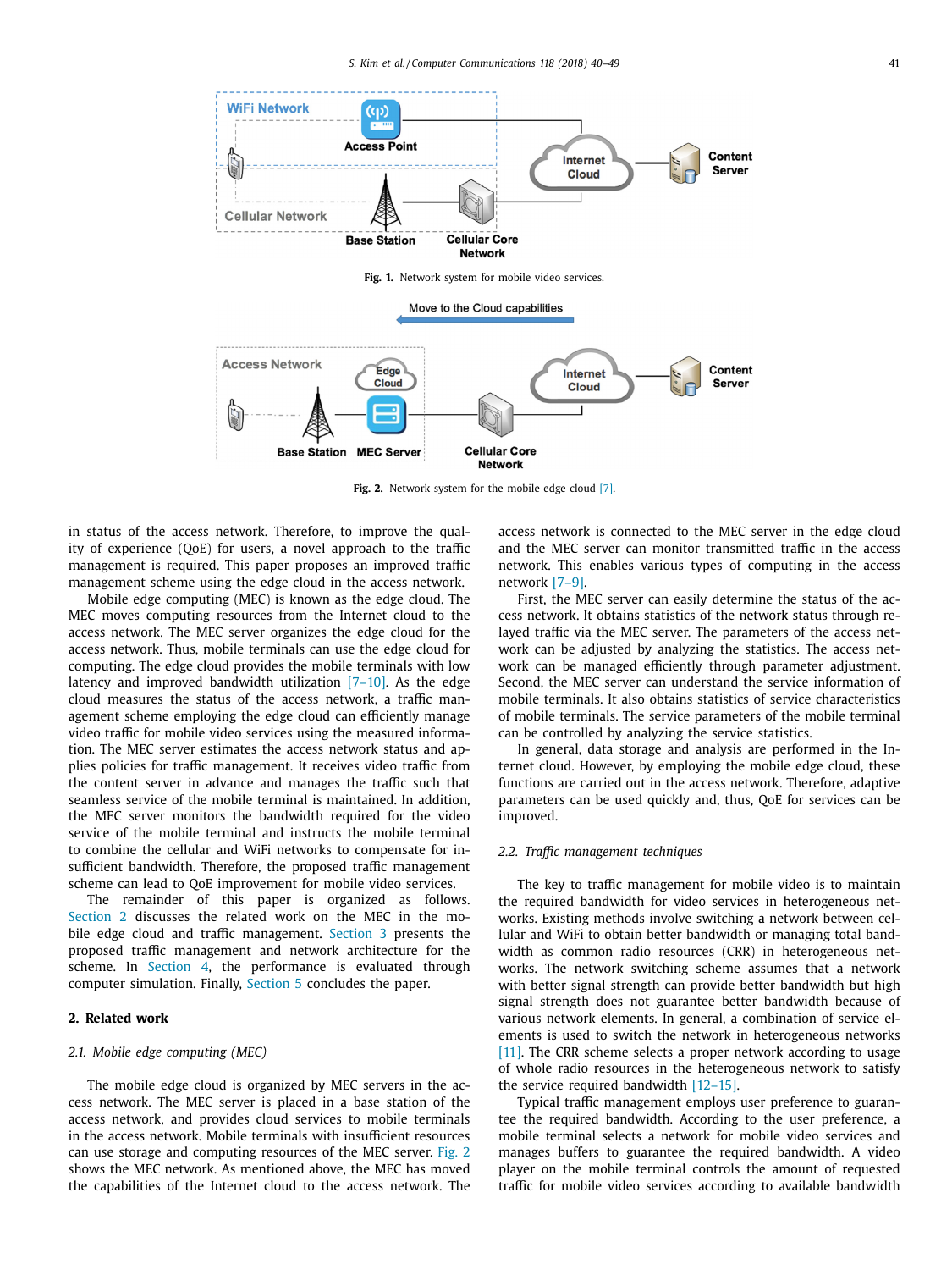Fig. 1. Network system for mobile video services.

Fig. 2. Network system for the mobile edge cloud [7].

in status of the access network. Therefore, to improve the quality of experience (QoE) for users, a novel approach to the traffic management is required. This paper proposes an improved traffic management scheme using the edge cloud in the access network.

Mobile edge computing (MEC) is known as the edge cloud. The MEC moves computing resources from the Internet cloud to the access network. The MEC server organizes the edge cloud for the access network. Thus, mobile terminals can use the edge cloud for computing. The edge cloud provides the mobile terminals with low latency and improved bandwidth utilization [7–10]. As the edge cloud measures the status of the access network, a traffic management scheme employing the edge cloud can efficiently manage video traffic for mobile video services using the measured information. The MEC server estimates the access network status and applies policies for traffic management. It receives video traffic from the content server in advance and manages the traffic such that seamless service of the mobile terminal is maintained. In addition, the MEC server monitors the bandwidth required for the video service of the mobile terminal and instructs the mobile terminal to combine the cellular and WiFi networks to compensate for insufficient bandwidth. Therefore, the proposed traffic management scheme can lead to QoE improvement for mobile video services.

The remainder of this paper is organized as follows. Section 2 discusses the related work on the MEC in the mobile edge cloud and traffic management. Section 3 presents the proposed traffic management and network architecture for the scheme. In Section 4, the performance is evaluated through computer simulation. Finally, Section 5 concludes the paper.

## 2. Related work

### 2.1. Mobile edge computing (MEC)

The mobile edge cloud is organized by MEC servers in the access network. The MEC server is placed in a base station of the access network, and provides cloud services to mobile terminals in the access network. Mobile terminals with insufficient resources can use storage and computing resources of the MEC server. Fig. 2 shows the MEC network. As mentioned above, the MEC has moved the capabilities of the Internet cloud to the access network. The access network is connected to the MEC server in the edge cloud and the MEC server can monitor transmitted traffic in the access network. This enables various types of computing in the access network [7–9].

First, the MEC server can easily determine the status of the access network. It obtains statistics of the network status through relayed traffic via the MEC server. The parameters of the access network can be adjusted by analyzing the statistics. The access network can be managed efficiently through parameter adjustment. Second, the MEC server can understand the service information of mobile terminals. It also obtains statistics of service characteristics of mobile terminals. The service parameters of the mobile terminal can be controlled by analyzing the service statistics.

In general, data storage and analysis are performed in the Internet cloud. However, by employing the mobile edge cloud, these functions are carried out in the access network. Therefore, adaptive parameters can be used quickly and, thus, QoE for services can be improved.

### 2.2. Traffic management techniques

The key to traffic management for mobile video is to maintain the required bandwidth for video services in heterogeneous networks. Existing methods involve switching a network between cellular and WiFi to obtain better bandwidth or managing total bandwidth as common radio resources (CRR) in heterogeneous networks. The network switching scheme assumes that a network with better signal strength can provide better bandwidth but high signal strength does not guarantee better bandwidth because of various network elements. In general, a combination of service elements is used to switch the network in heterogeneous networks [11]. The CRR scheme selects a proper network according to usage of whole radio resources in the heterogeneous network to satisfy the service required bandwidth [12–15].

Typical traffic management employs user preference to guarantee the required bandwidth. According to the user preference, a mobile terminal selects a network for mobile video services and manages buffers to guarantee the required bandwidth. A video player on the mobile terminal controls the amount of requested traffic for mobile video services according to available bandwidth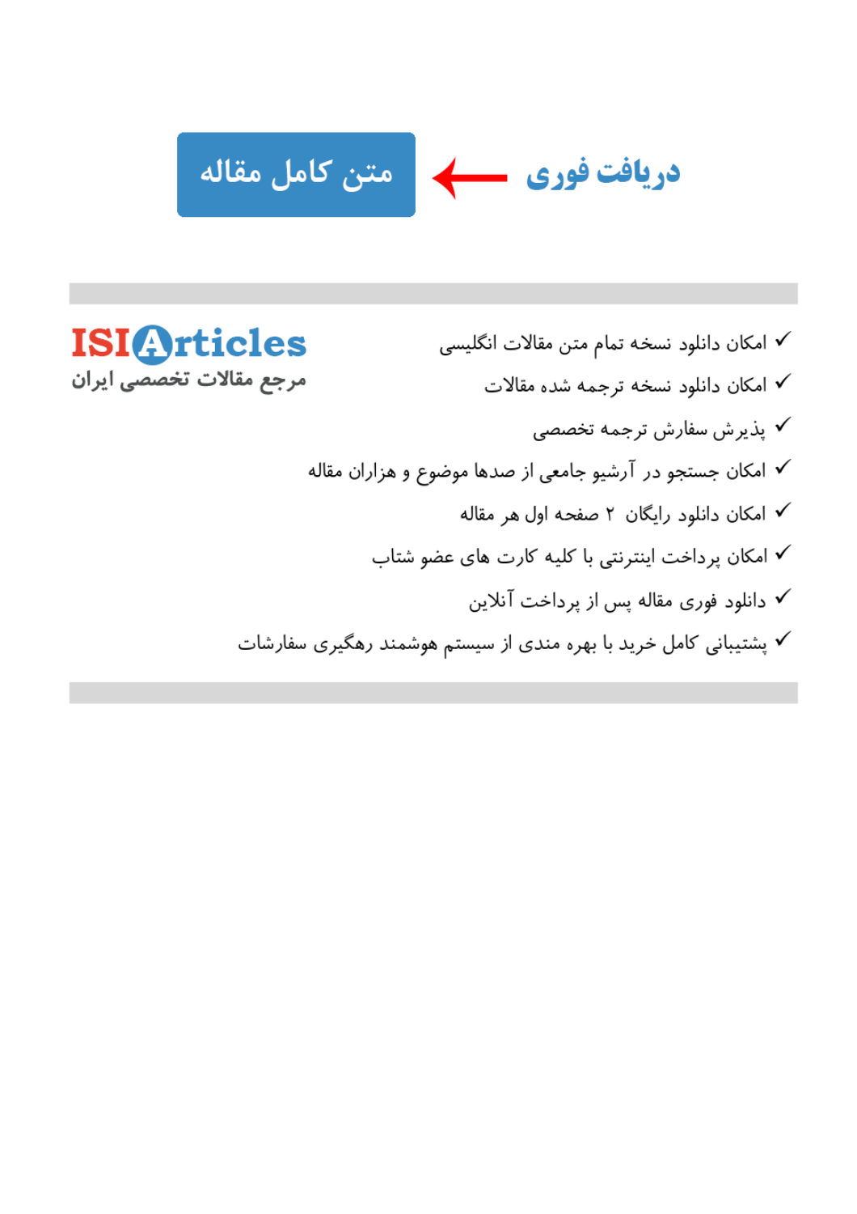**دریافت فوری ← متن کامل مقاله**

**ISIArticles**
مرجع مقالات تخصصی ایران

- ✓ امکان دانلود نسخه تمام متن مقالات انگلیسی
- ✓ امکان دانلود نسخه ترجمه شده مقالات
- ✓ پذیرش سفارش ترجمه تخصصی
- ✓ امکان جستجو در آرشیو جامعی از صدها موضوع و هزاران مقاله
- ✓ امکان دانلود رایگان ۲ صفحه اول هر مقاله
- ✓ امکان پرداخت اینترنتی با کلیه کارت های عضو شتاب
- ✓ دانلود فوری مقاله پس از پرداخت آنلاین
- ✓ پشتیبانی کامل خرید با بهره مندی از سیستم هوشمند رهگیری سفارشات